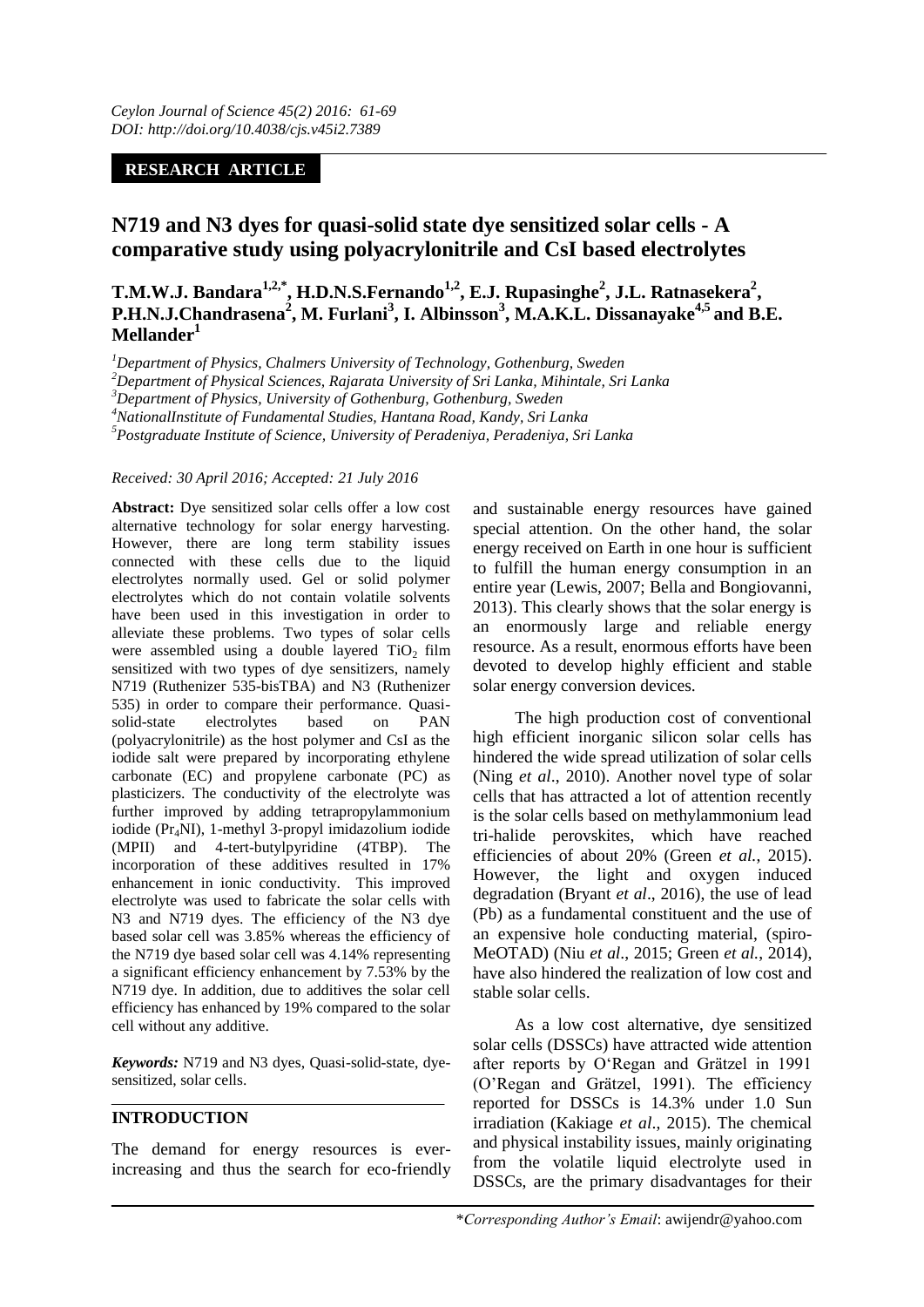**RESEARCH ARTICLE**

# N719 and N3 dyes for quasi-solid state dye sensitized solar cells - A comparative study using polyacrylonitrile and CsI based electrolytes

**T.M.W.J. Bandara[1,2,*], H.D.N.S.Fernando[1,2], E.J. Rupasinghe[2], J.L. Ratnasekera[2], P.H.N.J.Chandrasena[2], M. Furlani[3], I. Albinsson[3], M.A.K.L. Dissanayake[4,5] and B.E. Mellander[1]**

[1]*Department of Physics, Chalmers University of Technology, Gothenburg, Sweden*
[2]*Department of Physical Sciences, Rajarata University of Sri Lanka, Mihintale, Sri Lanka*
[3]*Department of Physics, University of Gothenburg, Gothenburg, Sweden*
[4]*NationalInstitute of Fundamental Studies, Hantana Road, Kandy, Sri Lanka*
[5]*Postgraduate Institute of Science, University of Peradeniya, Peradeniya, Sri Lanka*

*Received: 30 April 2016; Accepted: 21 July 2016*

**Abstract:** Dye sensitized solar cells offer a low cost alternative technology for solar energy harvesting. However, there are long term stability issues connected with these cells due to the liquid electrolytes normally used. Gel or solid polymer electrolytes which do not contain volatile solvents have been used in this investigation in order to alleviate these problems. Two types of solar cells were assembled using a double layered $TiO_2$ film sensitized with two types of dye sensitizers, namely N719 (Ruthenizer 535-bisTBA) and N3 (Ruthenizer 535) in order to compare their performance. Quasi-solid-state electrolytes based on PAN (polyacrylonitrile) as the host polymer and CsI as the iodide salt were prepared by incorporating ethylene carbonate (EC) and propylene carbonate (PC) as plasticizers. The conductivity of the electrolyte was further improved by adding tetrapropylammonium iodide ($Pr_4NI$), 1-methyl 3-propyl imidazolium iodide (MPII) and 4-tert-butylpyridine (4TBP). The incorporation of these additives resulted in 17% enhancement in ionic conductivity. This improved electrolyte was used to fabricate the solar cells with N3 and N719 dyes. The efficiency of the N3 dye based solar cell was 3.85% whereas the efficiency of the N719 dye based solar cell was 4.14% representing a significant efficiency enhancement by 7.53% by the N719 dye. In addition, due to additives the solar cell efficiency has enhanced by 19% compared to the solar cell without any additive.

***Keywords:*** N719 and N3 dyes, Quasi-solid-state, dye-sensitized, solar cells.

## INTRODUCTION

The demand for energy resources is ever-increasing and thus the search for eco-friendly and sustainable energy resources have gained special attention. On the other hand, the solar energy received on Earth in one hour is sufficient to fulfill the human energy consumption in an entire year (Lewis, 2007; Bella and Bongiovanni, 2013). This clearly shows that the solar energy is an enormously large and reliable energy resource. As a result, enormous efforts have been devoted to develop highly efficient and stable solar energy conversion devices.

The high production cost of conventional high efficient inorganic silicon solar cells has hindered the wide spread utilization of solar cells (Ning *et al*., 2010). Another novel type of solar cells that has attracted a lot of attention recently is the solar cells based on methylammonium lead tri-halide perovskites, which have reached efficiencies of about 20% (Green *et al.*, 2015). However, the light and oxygen induced degradation (Bryant *et al*., 2016), the use of lead (Pb) as a fundamental constituent and the use of an expensive hole conducting material, (spiro-MeOTAD) (Niu *et al*., 2015; Green *et al.*, 2014), have also hindered the realization of low cost and stable solar cells.

As a low cost alternative, dye sensitized solar cells (DSSCs) have attracted wide attention after reports by O'Regan and Grätzel in 1991 (O'Regan and Grätzel, 1991). The efficiency reported for DSSCs is 14.3% under 1.0 Sun irradiation (Kakiage *et al*., 2015). The chemical and physical instability issues, mainly originating from the volatile liquid electrolyte used in DSSCs, are the primary disadvantages for their

\**Corresponding Author's Email*: awijendr@yahoo.com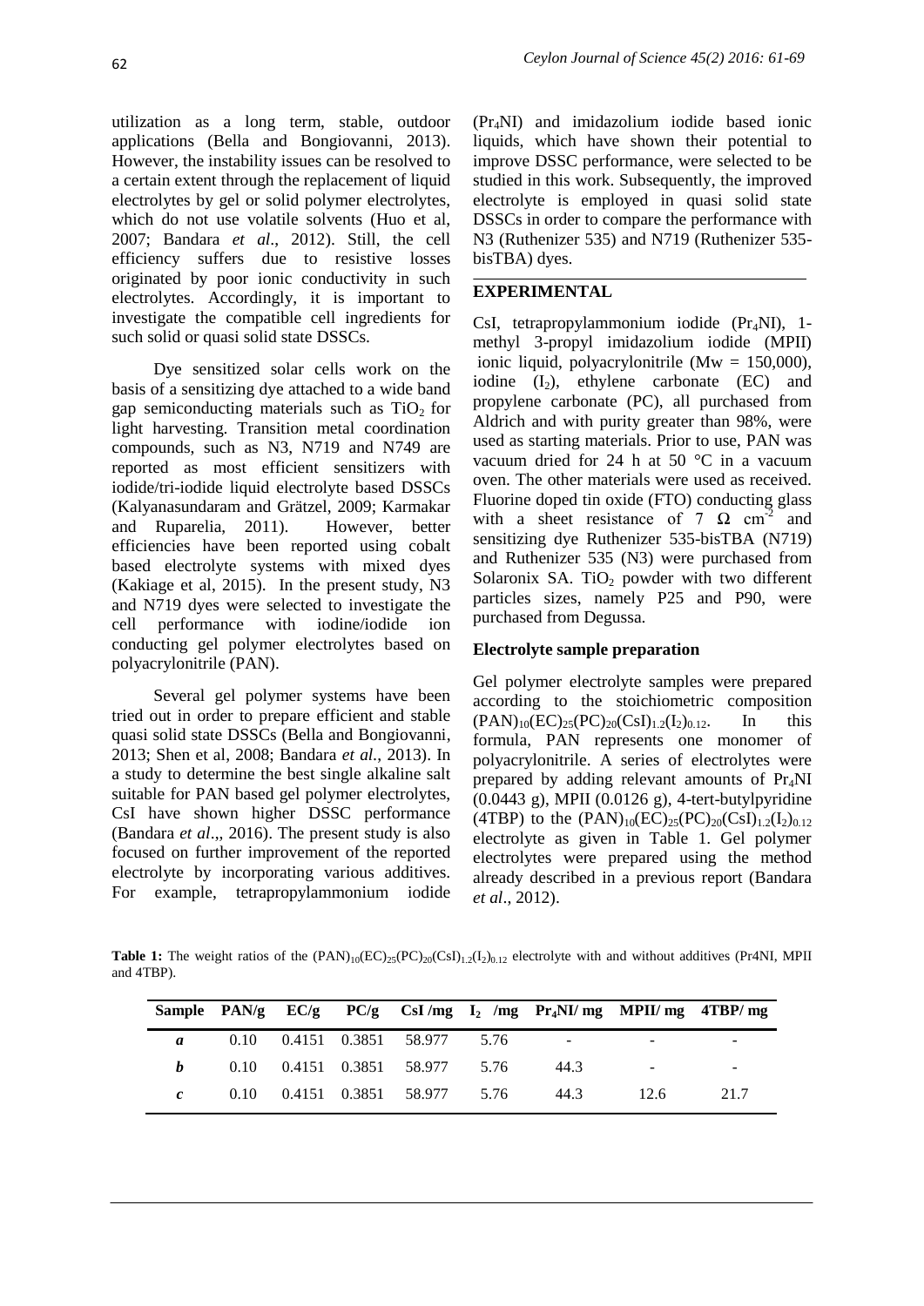utilization as a long term, stable, outdoor applications (Bella and Bongiovanni, 2013). However, the instability issues can be resolved to a certain extent through the replacement of liquid electrolytes by gel or solid polymer electrolytes, which do not use volatile solvents (Huo et al, 2007; Bandara *et al*., 2012). Still, the cell efficiency suffers due to resistive losses originated by poor ionic conductivity in such electrolytes. Accordingly, it is important to investigate the compatible cell ingredients for such solid or quasi solid state DSSCs.

Dye sensitized solar cells work on the basis of a sensitizing dye attached to a wide band gap semiconducting materials such as $TiO_2$ for light harvesting. Transition metal coordination compounds, such as N3, N719 and N749 are reported as most efficient sensitizers with iodide/tri-iodide liquid electrolyte based DSSCs (Kalyanasundaram and Grätzel, 2009; Karmakar and Ruparelia, 2011). However, better efficiencies have been reported using cobalt based electrolyte systems with mixed dyes (Kakiage et al, 2015). In the present study, N3 and N719 dyes were selected to investigate the cell performance with iodine/iodide ion conducting gel polymer electrolytes based on polyacrylonitrile (PAN).

Several gel polymer systems have been tried out in order to prepare efficient and stable quasi solid state DSSCs (Bella and Bongiovanni, 2013; Shen et al, 2008; Bandara *et al*., 2013). In a study to determine the best single alkaline salt suitable for PAN based gel polymer electrolytes, CsI have shown higher DSSC performance (Bandara *et al*.,, 2016). The present study is also focused on further improvement of the reported electrolyte by incorporating various additives. For example, tetrapropylammonium iodide ($Pr_4NI$) and imidazolium iodide based ionic liquids, which have shown their potential to improve DSSC performance, were selected to be studied in this work. Subsequently, the improved electrolyte is employed in quasi solid state DSSCs in order to compare the performance with N3 (Ruthenizer 535) and N719 (Ruthenizer 535-bisTBA) dyes.

## EXPERIMENTAL

CsI, tetrapropylammonium iodide ($Pr_4NI$), 1-methyl 3-propyl imidazolium iodide (MPII) ionic liquid, polyacrylonitrile (Mw = 150,000), iodine ($I_2$), ethylene carbonate (EC) and propylene carbonate (PC), all purchased from Aldrich and with purity greater than 98%, were used as starting materials. Prior to use, PAN was vacuum dried for 24 h at 50 °C in a vacuum oven. The other materials were used as received. Fluorine doped tin oxide (FTO) conducting glass with a sheet resistance of 7 $\Omega$ $cm^{-2}$ and sensitizing dye Ruthenizer 535-bisTBA (N719) and Ruthenizer 535 (N3) were purchased from Solaronix SA. $TiO_2$ powder with two different particles sizes, namely P25 and P90, were purchased from Degussa.

### Electrolyte sample preparation

Gel polymer electrolyte samples were prepared according to the stoichiometric composition $(PAN)_{10}(EC)_{25}(PC)_{20}(CsI)_{1.2}(I_2)_{0.12}$. In this formula, PAN represents one monomer of polyacrylonitrile. A series of electrolytes were prepared by adding relevant amounts of $Pr_4NI$ (0.0443 g), MPII (0.0126 g), 4-tert-butylpyridine (4TBP) to the $(PAN)_{10}(EC)_{25}(PC)_{20}(CsI)_{1.2}(I_2)_{0.12}$ electrolyte as given in Table 1. Gel polymer electrolytes were prepared using the method already described in a previous report (Bandara *et al*., 2012).

**Table 1:** The weight ratios of the $(PAN)_{10}(EC)_{25}(PC)_{20}(CsI)_{1.2}(I_2)_{0.12}$ electrolyte with and without additives (Pr4NI, MPII and 4TBP).

| Sample | PAN/g | EC/g | PC/g | CsI /mg | $I_2$ /mg | $Pr_4NI$/ mg | MPII/ mg | 4TBP/ mg |
|---|---|---|---|---|---|---|---|---|
| ***a*** | 0.10 | 0.4151 | 0.3851 | 58.977 | 5.76 | - | - | - |
| ***b*** | 0.10 | 0.4151 | 0.3851 | 58.977 | 5.76 | 44.3 | - | - |
| ***c*** | 0.10 | 0.4151 | 0.3851 | 58.977 | 5.76 | 44.3 | 12.6 | 21.7 |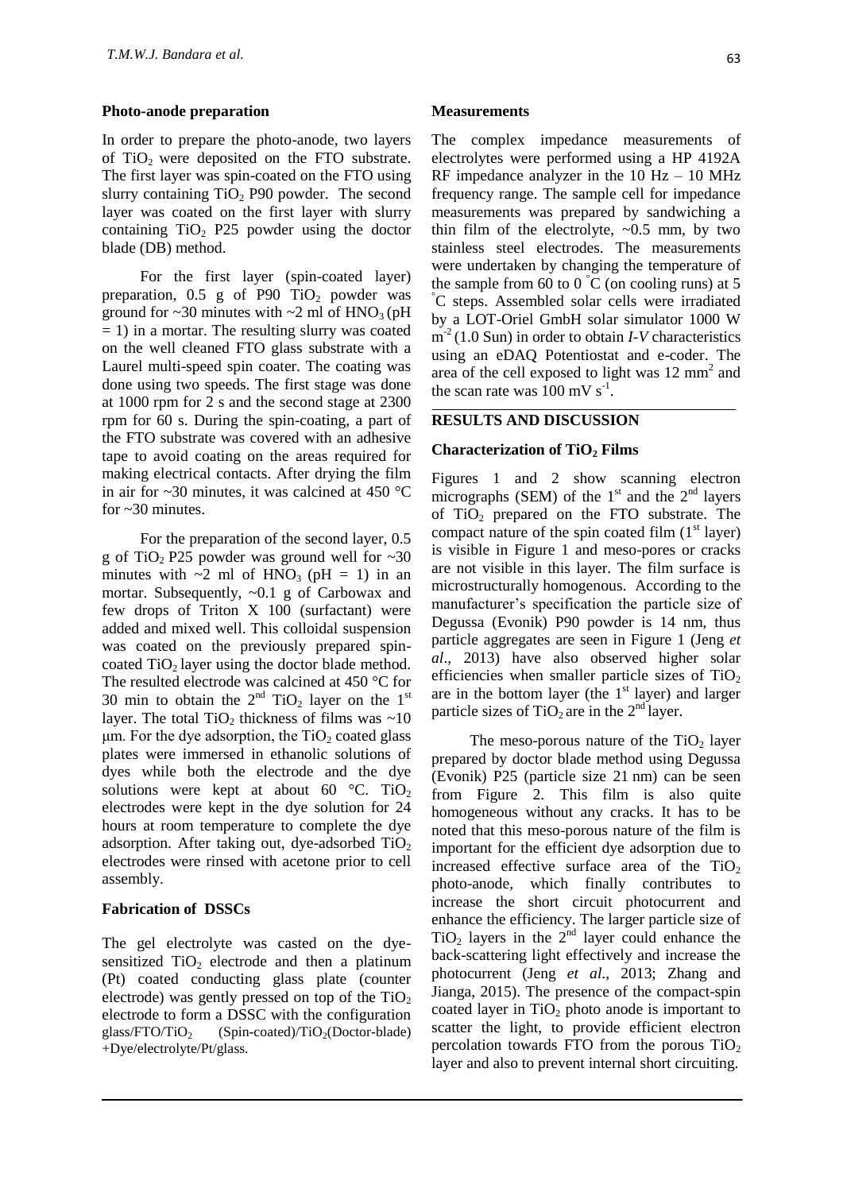### Photo-anode preparation

In order to prepare the photo-anode, two layers of $TiO_2$ were deposited on the FTO substrate. The first layer was spin-coated on the FTO using slurry containing $TiO_2$ P90 powder. The second layer was coated on the first layer with slurry containing $TiO_2$ P25 powder using the doctor blade (DB) method.

For the first layer (spin-coated layer) preparation, 0.5 g of P90 $TiO_2$ powder was ground for ~30 minutes with ~2 ml of $HNO_3$ (pH = 1) in a mortar. The resulting slurry was coated on the well cleaned FTO glass substrate with a Laurel multi-speed spin coater. The coating was done using two speeds. The first stage was done at 1000 rpm for 2 s and the second stage at 2300 rpm for 60 s. During the spin-coating, a part of the FTO substrate was covered with an adhesive tape to avoid coating on the areas required for making electrical contacts. After drying the film in air for ~30 minutes, it was calcined at 450 °C for ~30 minutes.

For the preparation of the second layer, 0.5 g of $TiO_2$ P25 powder was ground well for ~30 minutes with ~2 ml of $HNO_3$ (pH = 1) in an mortar. Subsequently, ~0.1 g of Carbowax and few drops of Triton X 100 (surfactant) were added and mixed well. This colloidal suspension was coated on the previously prepared spin-coated $TiO_2$ layer using the doctor blade method. The resulted electrode was calcined at 450 °C for 30 min to obtain the 2nd $TiO_2$ layer on the 1st layer. The total $TiO_2$ thickness of films was ~10 μm. For the dye adsorption, the $TiO_2$ coated glass plates were immersed in ethanolic solutions of dyes while both the electrode and the dye solutions were kept at about 60 °C. $TiO_2$ electrodes were kept in the dye solution for 24 hours at room temperature to complete the dye adsorption. After taking out, dye-adsorbed $TiO_2$ electrodes were rinsed with acetone prior to cell assembly.

### Fabrication of DSSCs

The gel electrolyte was casted on the dye-sensitized $TiO_2$ electrode and then a platinum (Pt) coated conducting glass plate (counter electrode) was gently pressed on top of the $TiO_2$ electrode to form a DSSC with the configuration glass/FTO/$TiO_2$ (Spin-coated)/$TiO_2$(Doctor-blade) +Dye/electrolyte/Pt/glass.

### Measurements

The complex impedance measurements of electrolytes were performed using a HP 4192A RF impedance analyzer in the 10 Hz – 10 MHz frequency range. The sample cell for impedance measurements was prepared by sandwiching a thin film of the electrolyte, ~0.5 mm, by two stainless steel electrodes. The measurements were undertaken by changing the temperature of the sample from 60 to 0 °C (on cooling runs) at 5 °C steps. Assembled solar cells were irradiated by a LOT-Oriel GmbH solar simulator 1000 W $m^{-2}$ (1.0 Sun) in order to obtain *I-V* characteristics using an eDAQ Potentiostat and e-coder. The area of the cell exposed to light was 12 $mm^2$ and the scan rate was 100 mV $s^{-1}$.

## RESULTS AND DISCUSSION

### Characterization of $TiO_2$ Films

Figures 1 and 2 show scanning electron micrographs (SEM) of the 1st and the 2nd layers of $TiO_2$ prepared on the FTO substrate. The compact nature of the spin coated film (1st layer) is visible in Figure 1 and meso-pores or cracks are not visible in this layer. The film surface is microstructurally homogenous. According to the manufacturer's specification the particle size of Degussa (Evonik) P90 powder is 14 nm, thus particle aggregates are seen in Figure 1 (Jeng *et al*., 2013) have also observed higher solar efficiencies when smaller particle sizes of $TiO_2$ are in the bottom layer (the 1st layer) and larger particle sizes of $TiO_2$ are in the 2nd layer.

The meso-porous nature of the $TiO_2$ layer prepared by doctor blade method using Degussa (Evonik) P25 (particle size 21 nm) can be seen from Figure 2. This film is also quite homogeneous without any cracks. It has to be noted that this meso-porous nature of the film is important for the efficient dye adsorption due to increased effective surface area of the $TiO_2$ photo-anode, which finally contributes to increase the short circuit photocurrent and enhance the efficiency. The larger particle size of $TiO_2$ layers in the 2nd layer could enhance the back-scattering light effectively and increase the photocurrent (Jeng *et al*., 2013; Zhang and Jianga, 2015). The presence of the compact-spin coated layer in $TiO_2$ photo anode is important to scatter the light, to provide efficient electron percolation towards FTO from the porous $TiO_2$ layer and also to prevent internal short circuiting.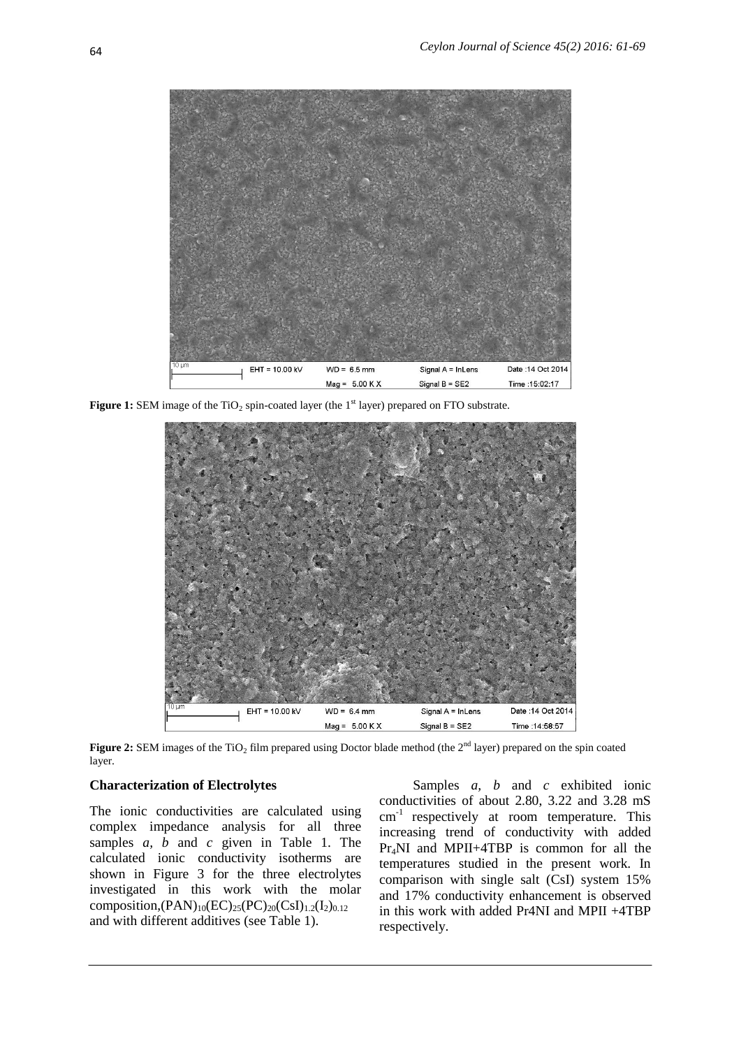**Figure 1:** SEM image of the $TiO_2$ spin-coated layer (the 1st layer) prepared on FTO substrate.

**Figure 2:** SEM images of the $TiO_2$ film prepared using Doctor blade method (the 2nd layer) prepared on the spin coated layer.

**Characterization of Electrolytes**

The ionic conductivities are calculated using complex impedance analysis for all three samples *a, b* and *c* given in Table 1. The calculated ionic conductivity isotherms are shown in Figure 3 for the three electrolytes investigated in this work with the molar composition, $(PAN)_{10}(EC)_{25}(PC)_{20}(CsI)_{1.2}(I_2)_{0.12}$ and with different additives (see Table 1).

Samples *a, b* and *c* exhibited ionic conductivities of about 2.80, 3.22 and 3.28 mS $cm^{-1}$ respectively at room temperature. This increasing trend of conductivity with added $Pr_4NI$ and MPII+4TBP is common for all the temperatures studied in the present work. In comparison with single salt (CsI) system 15% and 17% conductivity enhancement is observed in this work with added Pr4NI and MPII +4TBP respectively.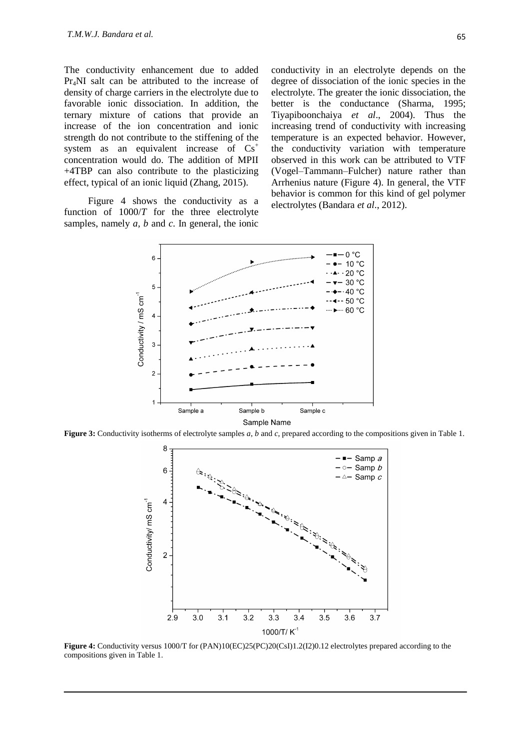The conductivity enhancement due to added $Pr_4NI$ salt can be attributed to the increase of density of charge carriers in the electrolyte due to favorable ionic dissociation. In addition, the ternary mixture of cations that provide an increase of the ion concentration and ionic strength do not contribute to the stiffening of the system as an equivalent increase of $Cs^+$ concentration would do. The addition of MPII +4TBP can also contribute to the plasticizing effect, typical of an ionic liquid (Zhang, 2015).

Figure 4 shows the conductivity as a function of 1000/*T* for the three electrolyte samples, namely *a*, *b* and *c*. In general, the ionic conductivity in an electrolyte depends on the degree of dissociation of the ionic species in the electrolyte. The greater the ionic dissociation, the better is the conductance (Sharma, 1995; Tiyapiboonchaiya *et al*., 2004). Thus the increasing trend of conductivity with increasing temperature is an expected behavior. However, the conductivity variation with temperature observed in this work can be attributed to VTF (Vogel–Tammann–Fulcher) nature rather than Arrhenius nature (Figure 4). In general, the VTF behavior is common for this kind of gel polymer electrolytes (Bandara *et al*., 2012).

**Figure 3:** Conductivity isotherms of electrolyte samples *a*, *b* and *c*, prepared according to the compositions given in Table 1.

**Figure 4:** Conductivity versus 1000/T for (PAN)10(EC)25(PC)20(CsI)1.2(I2)0.12 electrolytes prepared according to the compositions given in Table 1.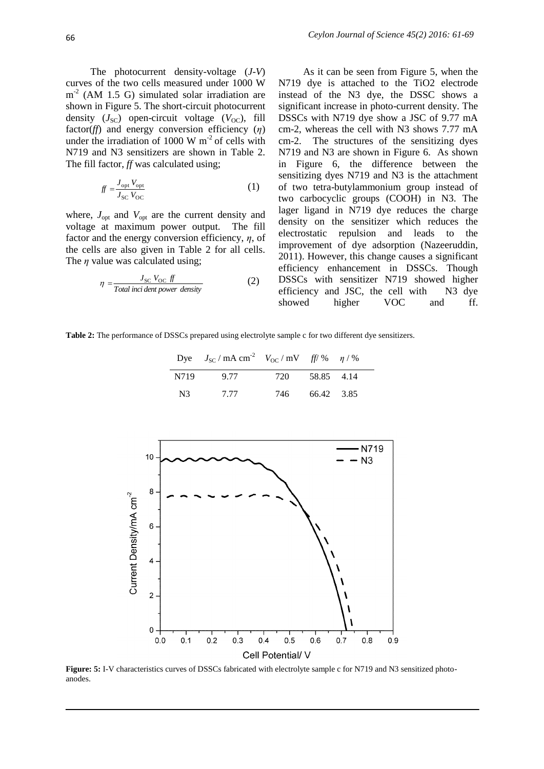The photocurrent density-voltage ($J$-$V$) curves of the two cells measured under 1000 W $m^{-2}$ (AM 1.5 G) simulated solar irradiation are shown in Figure 5. The short-circuit photocurrent density ($J_{SC}$) open-circuit voltage ($V_{OC}$), fill factor($ff$) and energy conversion efficiency ($\eta$) under the irradiation of 1000 W $m^{-2}$ of cells with N719 and N3 sensitizers are shown in Table 2. The fill factor, *ff* was calculated using;

$$ff = \frac{J_{opt}\, V_{opt}}{J_{SC}\, V_{OC}} \quad (1)$$

where, $J_{opt}$ and $V_{opt}$ are the current density and voltage at maximum power output. The fill factor and the energy conversion efficiency, $\eta$, of the cells are also given in Table 2 for all cells. The $\eta$ value was calculated using;

$$\eta = \frac{J_{SC}\, V_{OC}\, ff}{Total\ incident\ power\ density} \quad (2)$$

As it can be seen from Figure 5, when the N719 dye is attached to the TiO2 electrode instead of the N3 dye, the DSSC shows a significant increase in photo-current density. The DSSCs with N719 dye show a JSC of 9.77 mA cm-2, whereas the cell with N3 shows 7.77 mA cm-2. The structures of the sensitizing dyes N719 and N3 are shown in Figure 6. As shown in Figure 6, the difference between the sensitizing dyes N719 and N3 is the attachment of two tetra-butylammonium group instead of two carbocyclic groups (COOH) in N3. The lager ligand in N719 dye reduces the charge density on the sensitizer which reduces the electrostatic repulsion and leads to the improvement of dye adsorption (Nazeeruddin, 2011). However, this change causes a significant efficiency enhancement in DSSCs. Though DSSCs with sensitizer N719 showed higher efficiency and JSC, the cell with N3 dye showed higher VOC and ff.

**Table 2:** The performance of DSSCs prepared using electrolyte sample c for two different dye sensitizers.

| Dye | $J_{SC}$ / mA $cm^{-2}$ | $V_{OC}$ / mV | $ff$/ % | $\eta$ / % |
|---|---|---|---|---|
| N719 | 9.77 | 720 | 58.85 | 4.14 |
| N3 | 7.77 | 746 | 66.42 | 3.85 |

**Figure: 5:** I-V characteristics curves of DSSCs fabricated with electrolyte sample c for N719 and N3 sensitized photo-anodes.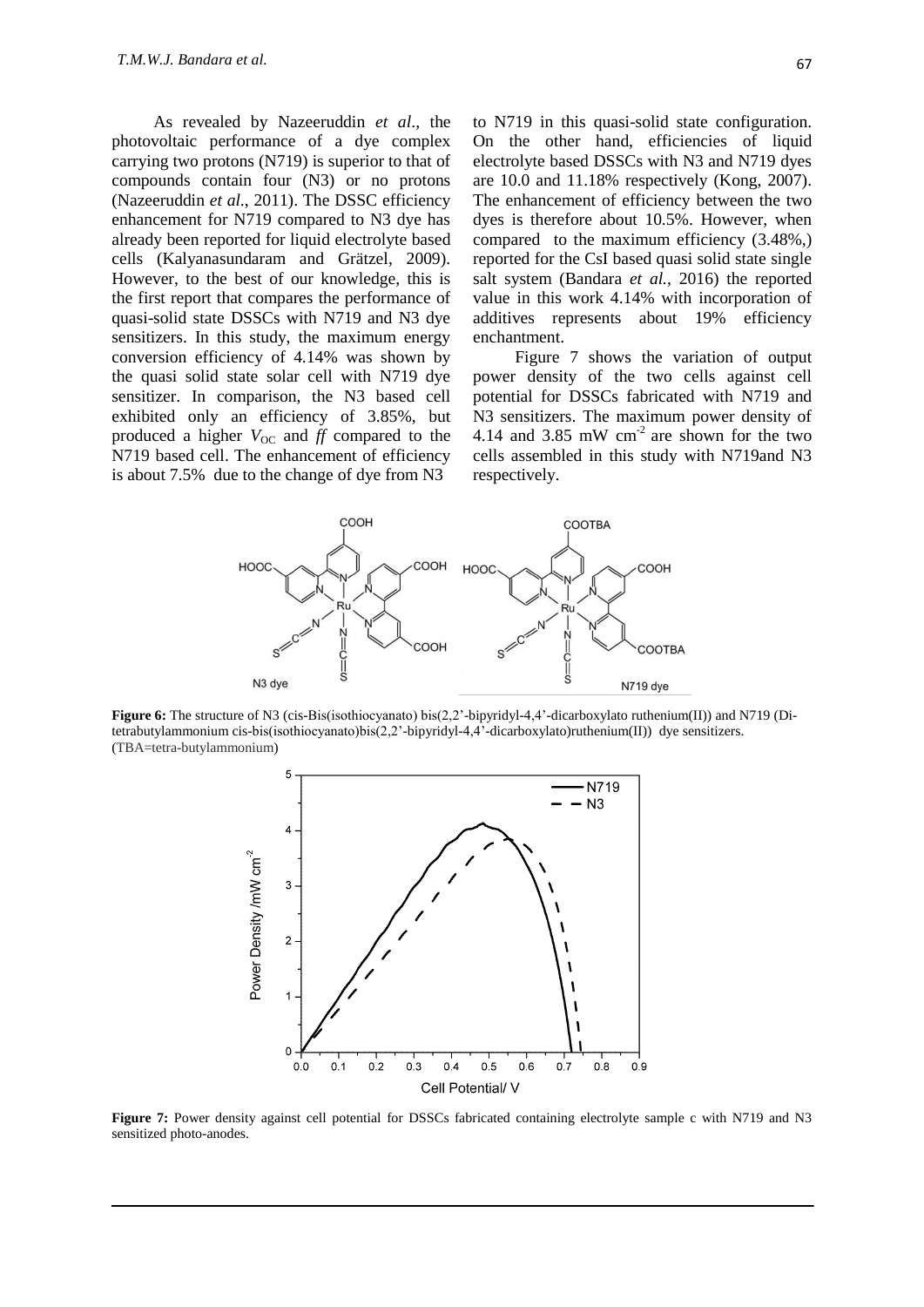As revealed by Nazeeruddin *et al*., the photovoltaic performance of a dye complex carrying two protons (N719) is superior to that of compounds contain four (N3) or no protons (Nazeeruddin *et al*., 2011). The DSSC efficiency enhancement for N719 compared to N3 dye has already been reported for liquid electrolyte based cells (Kalyanasundaram and Grätzel, 2009). However, to the best of our knowledge, this is the first report that compares the performance of quasi-solid state DSSCs with N719 and N3 dye sensitizers. In this study, the maximum energy conversion efficiency of 4.14% was shown by the quasi solid state solar cell with N719 dye sensitizer. In comparison, the N3 based cell exhibited only an efficiency of 3.85%, but produced a higher $V_{OC}$ and *ff* compared to the N719 based cell. The enhancement of efficiency is about 7.5% due to the change of dye from N3 to N719 in this quasi-solid state configuration. On the other hand, efficiencies of liquid electrolyte based DSSCs with N3 and N719 dyes are 10.0 and 11.18% respectively (Kong, 2007). The enhancement of efficiency between the two dyes is therefore about 10.5%. However, when compared to the maximum efficiency (3.48%,) reported for the CsI based quasi solid state single salt system (Bandara *et al.*, 2016) the reported value in this work 4.14% with incorporation of additives represents about 19% efficiency enchantment.

Figure 7 shows the variation of output power density of the two cells against cell potential for DSSCs fabricated with N719 and N3 sensitizers. The maximum power density of 4.14 and 3.85 mW cm$^{-2}$ are shown for the two cells assembled in this study with N719and N3 respectively.

**Figure 6:** The structure of N3 (cis-Bis(isothiocyanato) bis(2,2'-bipyridyl-4,4'-dicarboxylato ruthenium(II)) and N719 (Di-tetrabutylammonium cis-bis(isothiocyanato)bis(2,2'-bipyridyl-4,4'-dicarboxylato)ruthenium(II)) dye sensitizers. (TBA=tetra-butylammonium)

**Figure 7:** Power density against cell potential for DSSCs fabricated containing electrolyte sample c with N719 and N3 sensitized photo-anodes.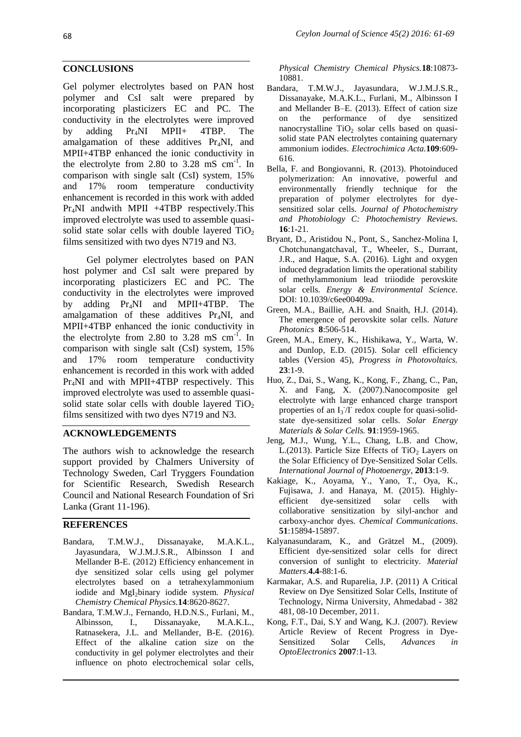## CONCLUSIONS

Gel polymer electrolytes based on PAN host polymer and CsI salt were prepared by incorporating plasticizers EC and PC. The conductivity in the electrolytes were improved by adding $Pr_4NI$ MPII+ 4TBP. The amalgamation of these additives $Pr_4NI$, and MPII+4TBP enhanced the ionic conductivity in the electrolyte from 2.80 to 3.28 mS $cm^{-1}$. In comparison with single salt (CsI) system, 15% and 17% room temperature conductivity enhancement is recorded in this work with added $Pr_4NI$ andwith MPII +4TBP respectively.This improved electrolyte was used to assemble quasi-solid state solar cells with double layered $TiO_2$ films sensitized with two dyes N719 and N3.

Gel polymer electrolytes based on PAN host polymer and CsI salt were prepared by incorporating plasticizers EC and PC. The conductivity in the electrolytes were improved by adding $Pr_4NI$ and MPII+4TBP. The amalgamation of these additives $Pr_4NI$, and MPII+4TBP enhanced the ionic conductivity in the electrolyte from 2.80 to 3.28 mS $cm^{-1}$. In comparison with single salt (CsI) system, 15% and 17% room temperature conductivity enhancement is recorded in this work with added $Pr_4NI$ and with MPII+4TBP respectively. This improved electrolyte was used to assemble quasi-solid state solar cells with double layered $TiO_2$ films sensitized with two dyes N719 and N3.

## ACKNOWLEDGEMENTS

The authors wish to acknowledge the research support provided by Chalmers University of Technology Sweden, Carl Tryggers Foundation for Scientific Research, Swedish Research Council and National Research Foundation of Sri Lanka (Grant 11-196).

## REFERENCES

- Bandara, T.M.W.J., Dissanayake, M.A.K.L., Jayasundara, W.J.M.J.S.R., Albinsson I and Mellander B-E. (2012) Efficiency enhancement in dye sensitized solar cells using gel polymer electrolytes based on a tetrahexylammonium iodide and $MgI_2$binary iodide system. *Physical Chemistry Chemical Physics.***14**:8620-8627.
- Bandara, T.M.W.J., Fernando, H.D.N.S., Furlani, M., Albinsson, I., Dissanayake, M.A.K.L., Ratnasekera, J.L. and Mellander, B-E. (2016). Effect of the alkaline cation size on the conductivity in gel polymer electrolytes and their influence on photo electrochemical solar cells, *Physical Chemistry Chemical Physics.***18**:10873-10881.
- Bandara, T.M.W.J., Jayasundara, W.J.M.J.S.R., Dissanayake, M.A.K.L., Furlani, M., Albinsson I and Mellander B–E. (2013). Effect of cation size on the performance of dye sensitized nanocrystalline $TiO_2$ solar cells based on quasi-solid state PAN electrolytes containing quaternary ammonium iodides. *Electrochimica Acta.***109**:609-616.
- Bella, F. and Bongiovanni, R. (2013). Photoinduced polymerization: An innovative, powerful and environmentally friendly technique for the preparation of polymer electrolytes for dye-sensitized solar cells. *Journal of Photochemistry and Photobiology C: Photochemistry Reviews.* **16**:1-21.
- Bryant, D., Aristidou N., Pont, S., Sanchez-Molina I, Chotchunangatchaval, T., Wheeler, S., Durrant, J.R., and Haque, S.A. (2016). Light and oxygen induced degradation limits the operational stability of methylammonium lead triiodide perovskite solar cells. *Energy & Environmental Science.* DOI: 10.1039/c6ee00409a.
- Green, M.A., Baillie, A.H. and Snaith, H.J. (2014). The emergence of perovskite solar cells. *Nature Photonics* **8**:506-514.
- Green, M.A., Emery, K., Hishikawa, Y., Warta, W. and Dunlop, E.D. (2015). Solar cell efficiency tables (Version 45), *Progress in Photovoltaics.* **23**:1-9.
- Huo, Z., Dai, S., Wang, K., Kong, F., Zhang, C., Pan, X. and Fang, X. (2007).Nanocomposite gel electrolyte with large enhanced charge transport properties of an $I_3^-/I^-$ redox couple for quasi-solid-state dye-sensitized solar cells. *Solar Energy Materials & Solar Cells.* **91**:1959-1965.
- Jeng, M.J., Wung, Y.L., Chang, L.B. and Chow, L.(2013). Particle Size Effects of $TiO_2$ Layers on the Solar Efficiency of Dye-Sensitized Solar Cells. *International Journal of Photoenergy*, **2013**:1-9.
- Kakiage, K., Aoyama, Y., Yano, T., Oya, K., Fujisawa, J. and Hanaya, M. (2015). Highly-efficient dye-sensitized solar cells with collaborative sensitization by silyl-anchor and carboxy-anchor dyes. *Chemical Communications*. **51**:15894-15897.
- Kalyanasundaram, K., and Grätzel M., (2009). Efficient dye-sensitized solar cells for direct conversion of sunlight to electricity. *Material Matters*.**4.4**-88:1-6.
- Karmakar, A.S. and Ruparelia, J.P. (2011) A Critical Review on Dye Sensitized Solar Cells, Institute of Technology, Nirma University, Ahmedabad - 382 481, 08-10 December, 2011.
- Kong, F.T., Dai, S.Y and Wang, K.J. (2007). Review Article Review of Recent Progress in Dye-Sensitized Solar Cells, *Advances in OptoElectronics* **2007**:1-13.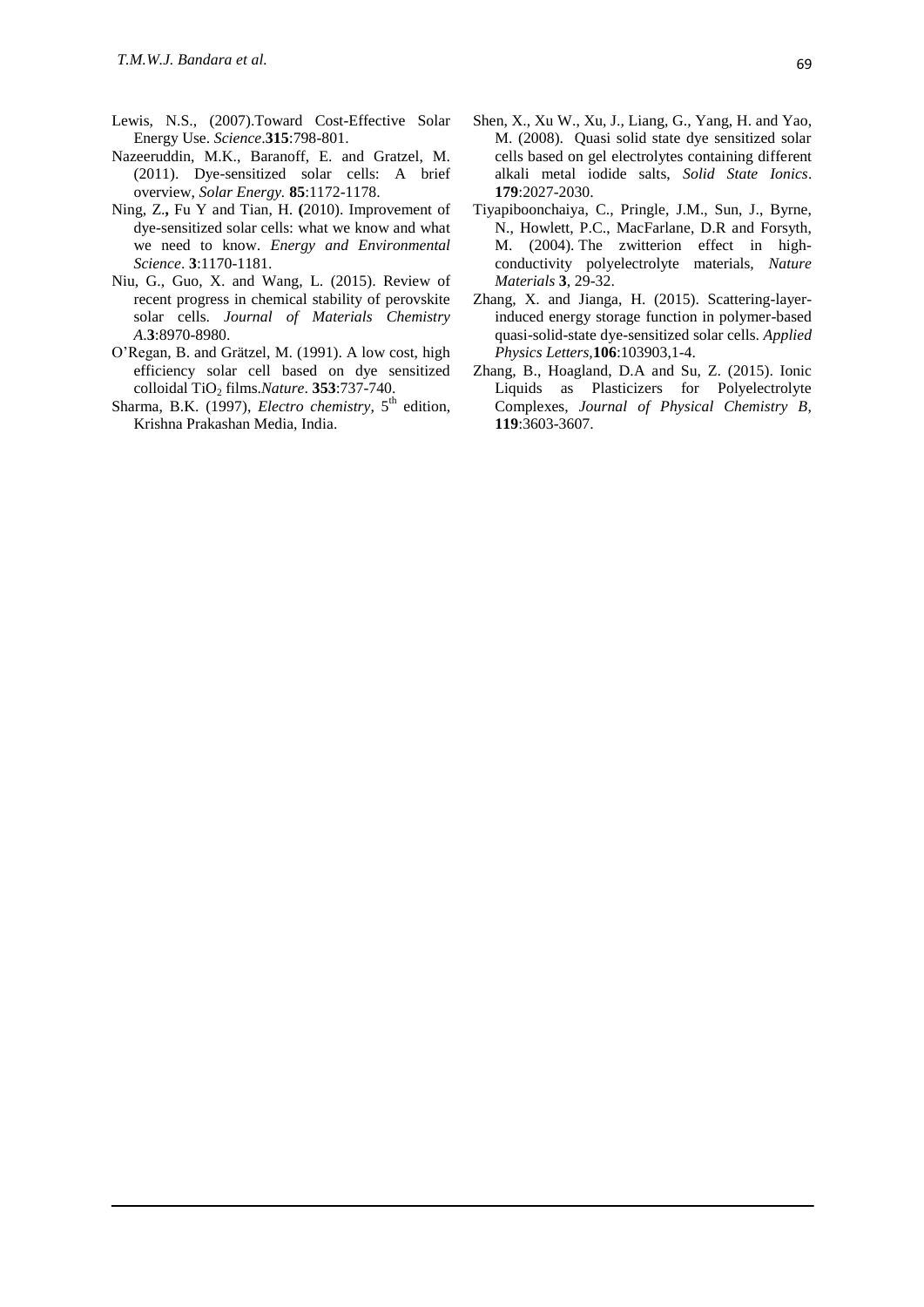Lewis, N.S., (2007).Toward Cost-Effective Solar Energy Use. *Science*.**315**:798-801.

Nazeeruddin, M.K., Baranoff, E. and Gratzel, M. (2011). Dye-sensitized solar cells: A brief overview, *Solar Energy.* **85**:1172-1178.

Ning, Z.**,** Fu Y and Tian, H. **(**2010). Improvement of dye-sensitized solar cells: what we know and what we need to know. *Energy and Environmental Science*. **3**:1170-1181.

Niu, G., Guo, X. and Wang, L. (2015). Review of recent progress in chemical stability of perovskite solar cells. *Journal of Materials Chemistry A*.**3**:8970-8980.

O'Regan, B. and Grätzel, M. (1991). A low cost, high efficiency solar cell based on dye sensitized colloidal $TiO_2$ films.*Nature*. **353**:737-740.

Sharma, B.K. (1997), *Electro chemistry*, 5$^{th}$ edition, Krishna Prakashan Media, India.

Shen, X., Xu W., Xu, J., Liang, G., Yang, H. and Yao, M. (2008). Quasi solid state dye sensitized solar cells based on gel electrolytes containing different alkali metal iodide salts, *Solid State Ionics*. **179**:2027-2030.

Tiyapiboonchaiya, C., Pringle, J.M., Sun, J., Byrne, N., Howlett, P.C., MacFarlane, D.R and Forsyth, M. (2004). The zwitterion effect in high-conductivity polyelectrolyte materials, *Nature Materials* **3**, 29-32.

Zhang, X. and Jianga, H. (2015). Scattering-layer-induced energy storage function in polymer-based quasi-solid-state dye-sensitized solar cells. *Applied Physics Letters,***106**:103903,1-4.

Zhang, B., Hoagland, D.A and Su, Z. (2015). Ionic Liquids as Plasticizers for Polyelectrolyte Complexes, *Journal of Physical Chemistry B*, **119**:3603-3607.